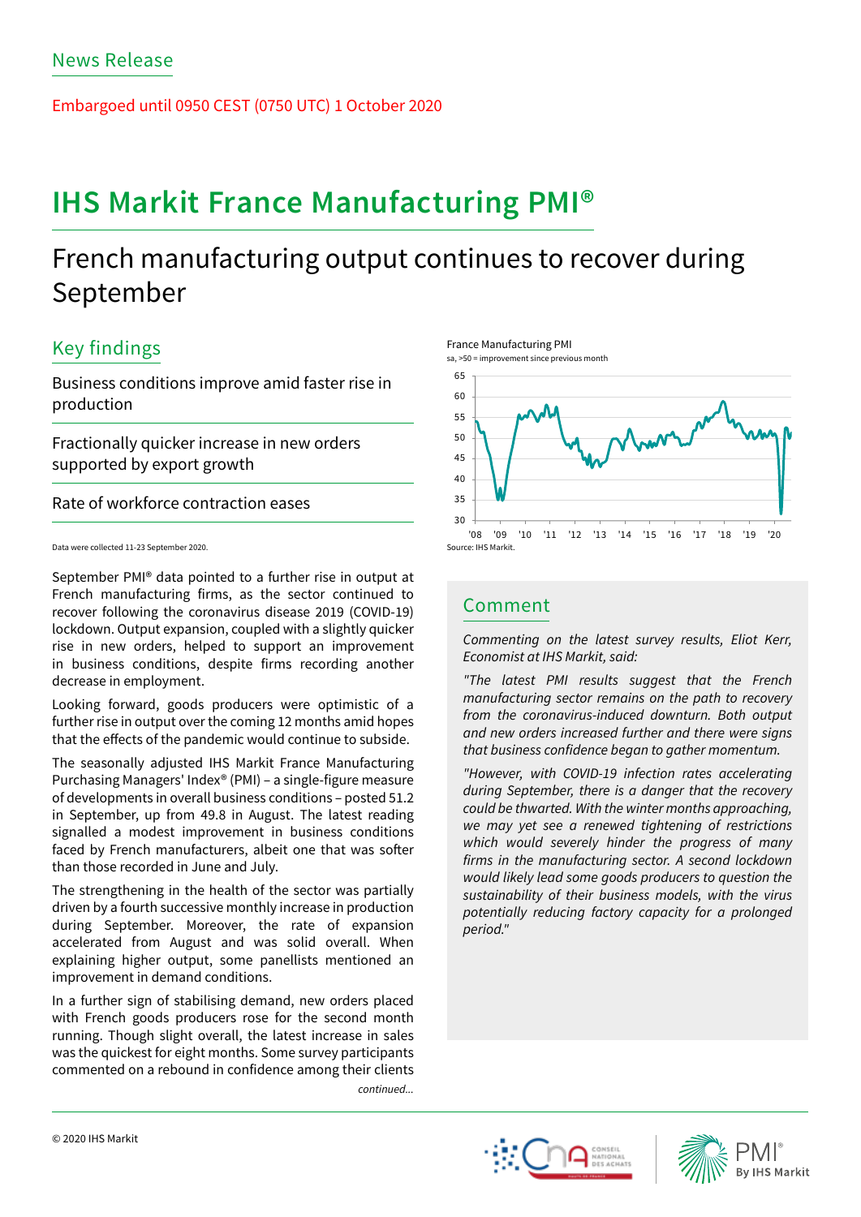News Release

Embargoed until 0950 CEST (0750 UTC) 1 October 2020

# IHS Markit France Manufacturing PMI®

## French manufacturing output continues to recover during September

### Key findings

Business conditions improve amid faster rise in production

Fractionally quicker increase in new orders supported by export growth

Rate of workforce contraction eases

Data were collected 11-23 September 2020.

France Manufacturing PMI
sa, >50 = improvement since previous month

Source: IHS Markit.

September PMI® data pointed to a further rise in output at French manufacturing firms, as the sector continued to recover following the coronavirus disease 2019 (COVID-19) lockdown. Output expansion, coupled with a slightly quicker rise in new orders, helped to support an improvement in business conditions, despite firms recording another decrease in employment.

Looking forward, goods producers were optimistic of a further rise in output over the coming 12 months amid hopes that the effects of the pandemic would continue to subside.

The seasonally adjusted IHS Markit France Manufacturing Purchasing Managers' Index® (PMI) – a single-figure measure of developments in overall business conditions – posted 51.2 in September, up from 49.8 in August. The latest reading signalled a modest improvement in business conditions faced by French manufacturers, albeit one that was softer than those recorded in June and July.

The strengthening in the health of the sector was partially driven by a fourth successive monthly increase in production during September. Moreover, the rate of expansion accelerated from August and was solid overall. When explaining higher output, some panellists mentioned an improvement in demand conditions.

In a further sign of stabilising demand, new orders placed with French goods producers rose for the second month running. Though slight overall, the latest increase in sales was the quickest for eight months. Some survey participants commented on a rebound in confidence among their clients

*continued...*

### Comment

*Commenting on the latest survey results, Eliot Kerr, Economist at IHS Markit, said:*

*"The latest PMI results suggest that the French manufacturing sector remains on the path to recovery from the coronavirus-induced downturn. Both output and new orders increased further and there were signs that business confidence began to gather momentum.*

*"However, with COVID-19 infection rates accelerating during September, there is a danger that the recovery could be thwarted. With the winter months approaching, we may yet see a renewed tightening of restrictions which would severely hinder the progress of many firms in the manufacturing sector. A second lockdown would likely lead some goods producers to question the sustainability of their business models, with the virus potentially reducing factory capacity for a prolonged period."*

© 2020 IHS Markit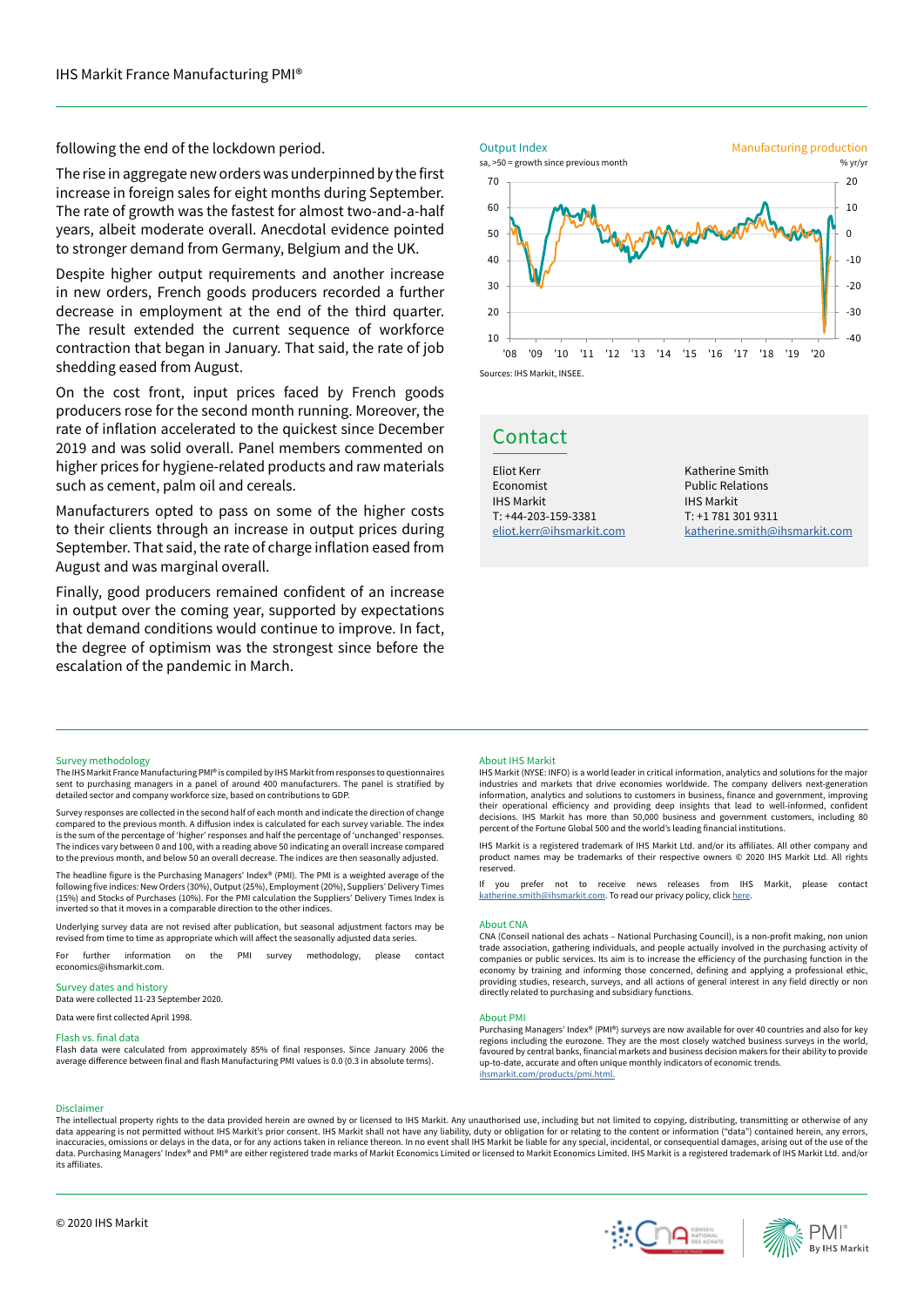following the end of the lockdown period.

The rise in aggregate new orders was underpinned by the first increase in foreign sales for eight months during September. The rate of growth was the fastest for almost two-and-a-half years, albeit moderate overall. Anecdotal evidence pointed to stronger demand from Germany, Belgium and the UK.

Despite higher output requirements and another increase in new orders, French goods producers recorded a further decrease in employment at the end of the third quarter. The result extended the current sequence of workforce contraction that began in January. That said, the rate of job shedding eased from August.

On the cost front, input prices faced by French goods producers rose for the second month running. Moreover, the rate of inflation accelerated to the quickest since December 2019 and was solid overall. Panel members commented on higher prices for hygiene-related products and raw materials such as cement, palm oil and cereals.

Manufacturers opted to pass on some of the higher costs to their clients through an increase in output prices during September. That said, the rate of charge inflation eased from August and was marginal overall.

Finally, good producers remained confident of an increase in output over the coming year, supported by expectations that demand conditions would continue to improve. In fact, the degree of optimism was the strongest since before the escalation of the pandemic in March.

Output Index
sa, >50 = growth since previous month
Manufacturing production
% yr/yr
70 60 50 40 30 20 10
20 10 0 -10 -20 -30 -40
'08 '09 '10 '11 '12 '13 '14 '15 '16 '17 '18 '19 '20
Sources: IHS Markit, INSEE.

## Contact

Eliot Kerr
Economist
IHS Markit
T: +44-203-159-3381
eliot.kerr@ihsmarkit.com

Katherine Smith
Public Relations
IHS Markit
T: +1 781 301 9311
katherine.smith@ihsmarkit.com

### Survey methodology

The IHS Markit France Manufacturing PMI® is compiled by IHS Markit from responses to questionnaires sent to purchasing managers in a panel of around 400 manufacturers. The panel is stratified by detailed sector and company workforce size, based on contributions to GDP.

Survey responses are collected in the second half of each month and indicate the direction of change compared to the previous month. A diffusion index is calculated for each survey variable. The index is the sum of the percentage of 'higher' responses and half the percentage of 'unchanged' responses. The indices vary between 0 and 100, with a reading above 50 indicating an overall increase compared to the previous month, and below 50 an overall decrease. The indices are then seasonally adjusted.

The headline figure is the Purchasing Managers' Index® (PMI). The PMI is a weighted average of the following five indices: New Orders (30%), Output (25%), Employment (20%), Suppliers' Delivery Times (15%) and Stocks of Purchases (10%). For the PMI calculation the Suppliers' Delivery Times Index is inverted so that it moves in a comparable direction to the other indices.

Underlying survey data are not revised after publication, but seasonal adjustment factors may be revised from time to time as appropriate which will affect the seasonally adjusted data series.

For further information on the PMI survey methodology, please contact economics@ihsmarkit.com.

### Survey dates and history

Data were collected 11-23 September 2020.

Data were first collected April 1998.

### Flash vs. final data

Flash data were calculated from approximately 85% of final responses. Since January 2006 the average difference between final and flash Manufacturing PMI values is 0.0 (0.3 in absolute terms).

### About IHS Markit

IHS Markit (NYSE: INFO) is a world leader in critical information, analytics and solutions for the major industries and markets that drive economies worldwide. The company delivers next-generation information, analytics and solutions to customers in business, finance and government, improving their operational efficiency and providing deep insights that lead to well-informed, confident decisions. IHS Markit has more than 50,000 business and government customers, including 80 percent of the Fortune Global 500 and the world's leading financial institutions.

IHS Markit is a registered trademark of IHS Markit Ltd. and/or its affiliates. All other company and product names may be trademarks of their respective owners © 2020 IHS Markit Ltd. All rights reserved.

If you prefer not to receive news releases from IHS Markit, please contact katherine.smith@ihsmarkit.com. To read our privacy policy, click here.

### About CNA

CNA (Conseil national des achats – National Purchasing Council), is a non-profit making, non union trade association, gathering individuals, and people actually involved in the purchasing activity of companies or public services. Its aim is to increase the efficiency of the purchasing function in the economy by training and informing those concerned, defining and applying a professional ethic, providing studies, research, surveys, and all actions of general interest in any field directly or non directly related to purchasing and subsidiary functions.

### About PMI

Purchasing Managers' Index® (PMI®) surveys are now available for over 40 countries and also for key regions including the eurozone. They are the most closely watched business surveys in the world, favoured by central banks, financial markets and business decision makers for their ability to provide up-to-date, accurate and often unique monthly indicators of economic trends.
ihsmarkit.com/products/pmi.html.

### Disclaimer

The intellectual property rights to the data provided herein are owned by or licensed to IHS Markit. Any unauthorised use, including but not limited to copying, distributing, transmitting or otherwise of any data appearing is not permitted without IHS Markit's prior consent. IHS Markit shall not have any liability, duty or obligation for or relating to the content or information ("data") contained herein, any errors, inaccuracies, omissions or delays in the data, or for any actions taken in reliance thereon. In no event shall IHS Markit be liable for any special, incidental, or consequential damages, arising out of the use of the data. Purchasing Managers' Index® and PMI® are either registered trade marks of Markit Economics Limited or licensed to Markit Economics Limited. IHS Markit is a registered trademark of IHS Markit Ltd. and/or its affiliates.

© 2020 IHS Markit